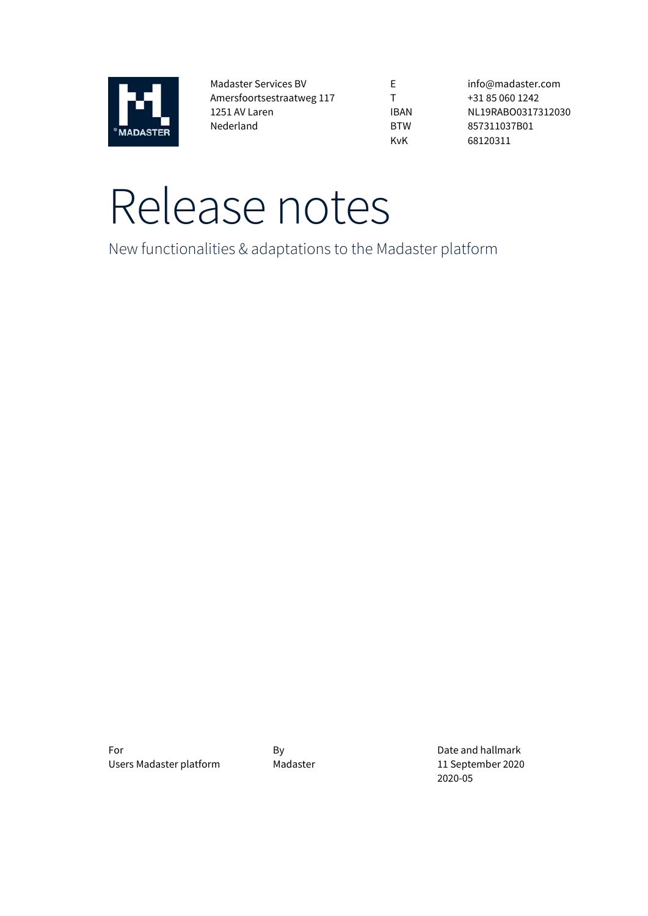Madaster Services BV
Amersfoortsestraatweg 117
1251 AV Laren
Nederland

| | |
|---|---|
| E | info@madaster.com |
| T | +31 85 060 1242 |
| IBAN | NL19RABO0317312030 |
| BTW | 857311037B01 |
| KvK | 68120311 |

# Release notes

New functionalities & adaptations to the Madaster platform

| For | By | Date and hallmark |
|---|---|---|
| Users Madaster platform | Madaster | 11 September 2020 |
| | | 2020-05 |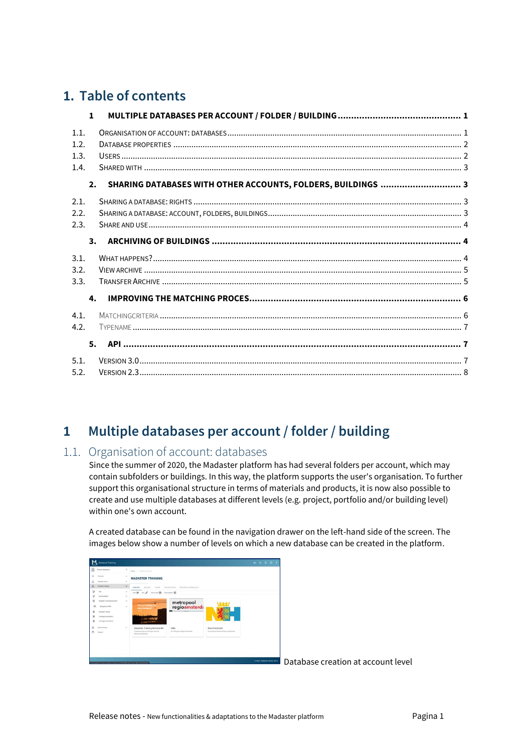# 1. Table of contents

| | | |
|---|---|---|
| **1** | **MULTIPLE DATABASES PER ACCOUNT / FOLDER / BUILDING** | **1** |
| 1.1. | ORGANISATION OF ACCOUNT: DATABASES | 1 |
| 1.2. | DATABASE PROPERTIES | 2 |
| 1.3. | USERS | 2 |
| 1.4. | SHARED WITH | 3 |
| **2.** | **SHARING DATABASES WITH OTHER ACCOUNTS, FOLDERS, BUILDINGS** | **3** |
| 2.1. | SHARING A DATABASE: RIGHTS | 3 |
| 2.2. | SHARING A DATABASE: ACCOUNT, FOLDERS, BUILDINGS | 3 |
| 2.3. | SHARE AND USE | 4 |
| **3.** | **ARCHIVING OF BUILDINGS** | **4** |
| 3.1. | WHAT HAPPENS? | 4 |
| 3.2. | VIEW ARCHIVE | 5 |
| 3.3. | TRANSFER ARCHIVE | 5 |
| **4.** | **IMPROVING THE MATCHING PROCES** | **6** |
| 4.1. | MATCHINGCRITERIA | 6 |
| 4.2. | TYPENAME | 7 |
| **5.** | **API** | **7** |
| 5.1. | VERSION 3.0 | 7 |
| 5.2. | VERSION 2.3 | 8 |

# 1 Multiple databases per account / folder / building

## 1.1. Organisation of account: databases

Since the summer of 2020, the Madaster platform has had several folders per account, which may contain subfolders or buildings. In this way, the platform supports the user's organisation. To further support this organisational structure in terms of materials and products, it is now also possible to create and use multiple databases at different levels (e.g. project, portfolio and/or building level) within one's own account.

A created database can be found in the navigation drawer on the left-hand side of the screen. The images below show a number of levels on which a new database can be created in the platform.

Database creation at account level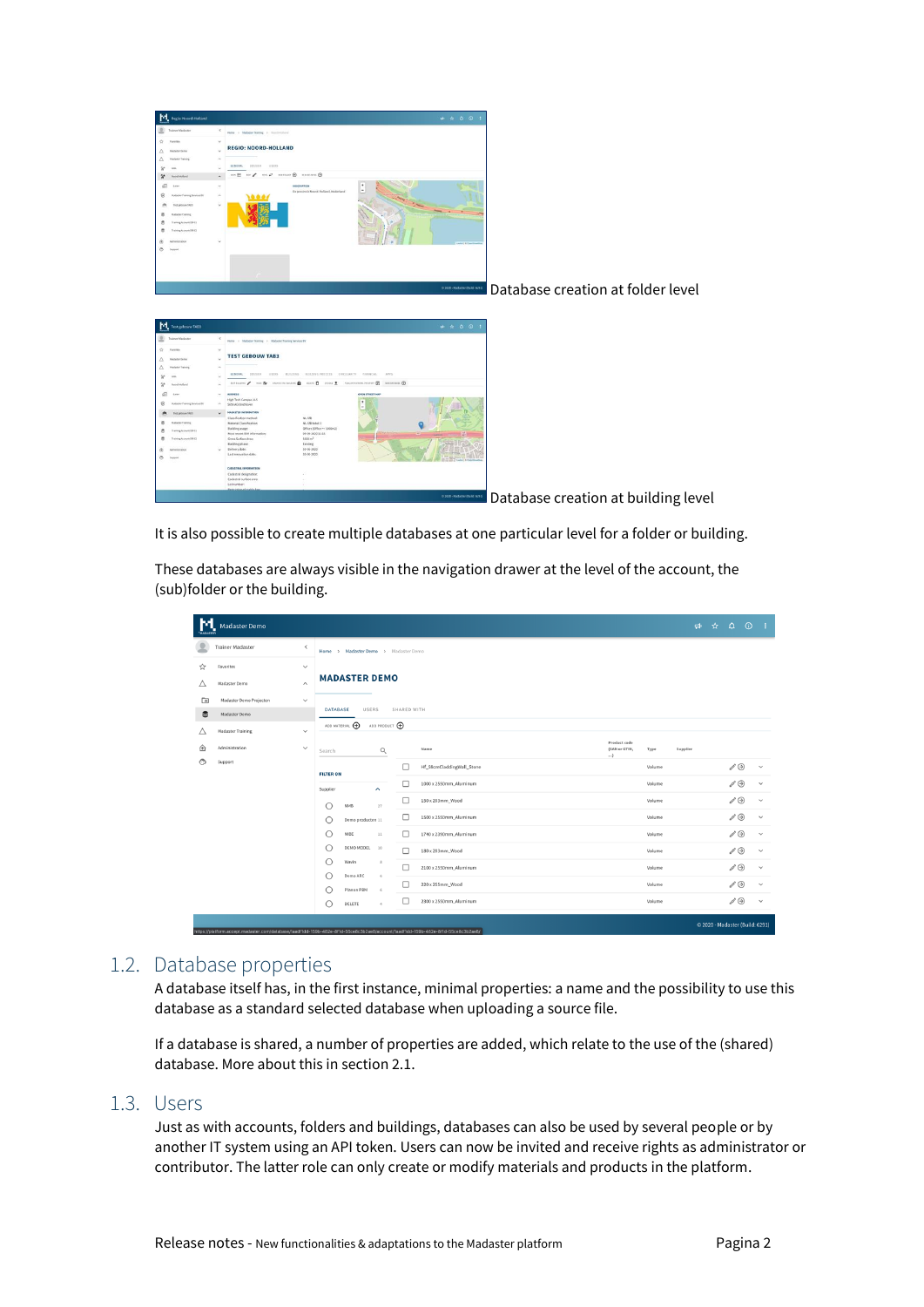Database creation at folder level

Database creation at building level

It is also possible to create multiple databases at one particular level for a folder or building.

These databases are always visible in the navigation drawer at the level of the account, the (sub)folder or the building.

## 1.2. Database properties

A database itself has, in the first instance, minimal properties: a name and the possibility to use this database as a standard selected database when uploading a source file.

If a database is shared, a number of properties are added, which relate to the use of the (shared) database. More about this in section 2.1.

## 1.3. Users

Just as with accounts, folders and buildings, databases can also be used by several people or by another IT system using an API token. Users can now be invited and receive rights as administrator or contributor. The latter role can only create or modify materials and products in the platform.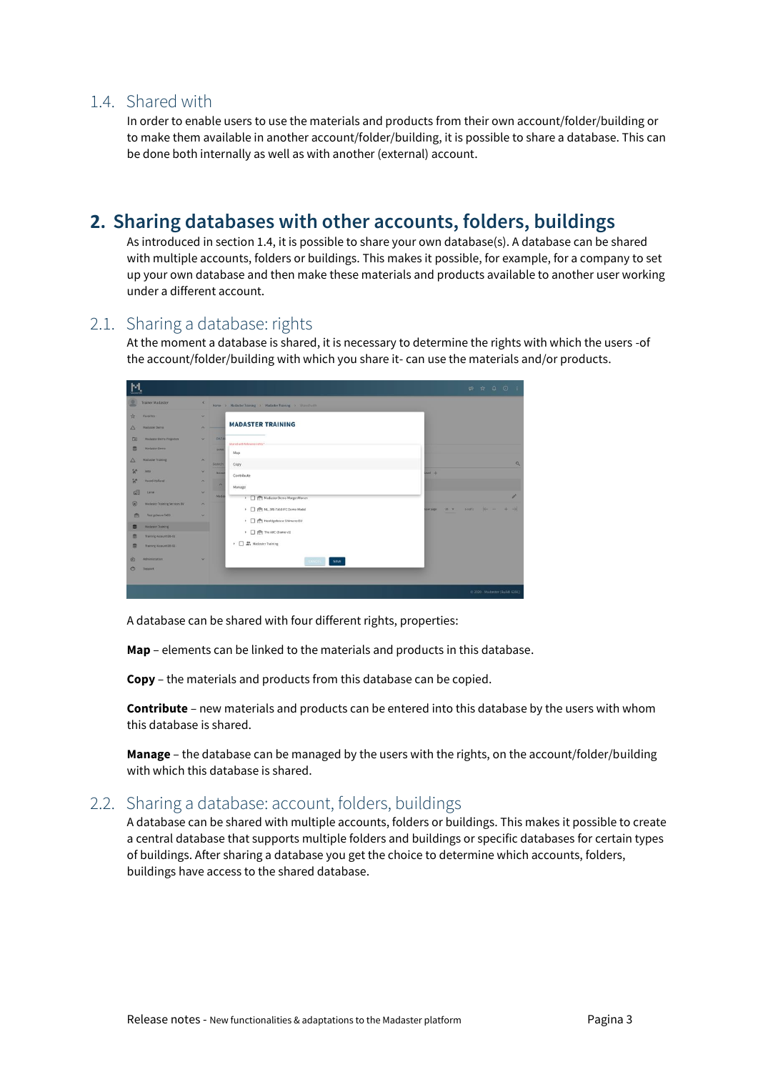## 1.4. Shared with

In order to enable users to use the materials and products from their own account/folder/building or to make them available in another account/folder/building, it is possible to share a database. This can be done both internally as well as with another (external) account.

# 2. Sharing databases with other accounts, folders, buildings

As introduced in section 1.4, it is possible to share your own database(s). A database can be shared with multiple accounts, folders or buildings. This makes it possible, for example, for a company to set up your own database and then make these materials and products available to another user working under a different account.

## 2.1. Sharing a database: rights

At the moment a database is shared, it is necessary to determine the rights with which the users -of the account/folder/building with which you share it- can use the materials and/or products.

A database can be shared with four different rights, properties:

**Map** – elements can be linked to the materials and products in this database.

**Copy** – the materials and products from this database can be copied.

**Contribute** – new materials and products can be entered into this database by the users with whom this database is shared.

**Manage** – the database can be managed by the users with the rights, on the account/folder/building with which this database is shared.

## 2.2. Sharing a database: account, folders, buildings

A database can be shared with multiple accounts, folders or buildings. This makes it possible to create a central database that supports multiple folders and buildings or specific databases for certain types of buildings. After sharing a database you get the choice to determine which accounts, folders, buildings have access to the shared database.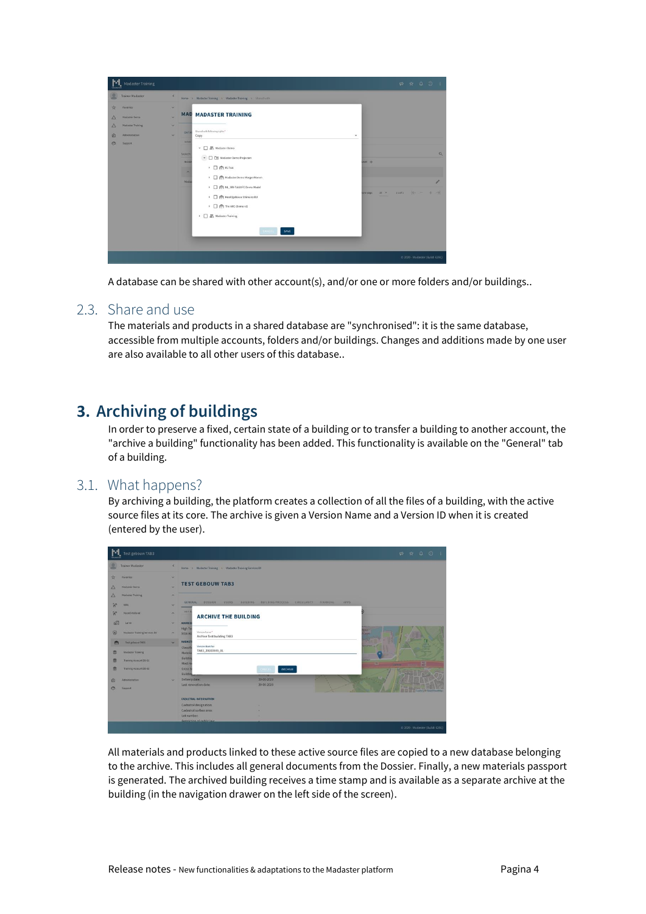A database can be shared with other account(s), and/or one or more folders and/or buildings..

## 2.3. Share and use

The materials and products in a shared database are "synchronised": it is the same database, accessible from multiple accounts, folders and/or buildings. Changes and additions made by one user are also available to all other users of this database..

# 3. Archiving of buildings

In order to preserve a fixed, certain state of a building or to transfer a building to another account, the "archive a building" functionality has been added. This functionality is available on the "General" tab of a building.

## 3.1. What happens?

By archiving a building, the platform creates a collection of all the files of a building, with the active source files at its core. The archive is given a Version Name and a Version ID when it is created (entered by the user).

All materials and products linked to these active source files are copied to a new database belonging to the archive. This includes all general documents from the Dossier. Finally, a new materials passport is generated. The archived building receives a time stamp and is available as a separate archive at the building (in the navigation drawer on the left side of the screen).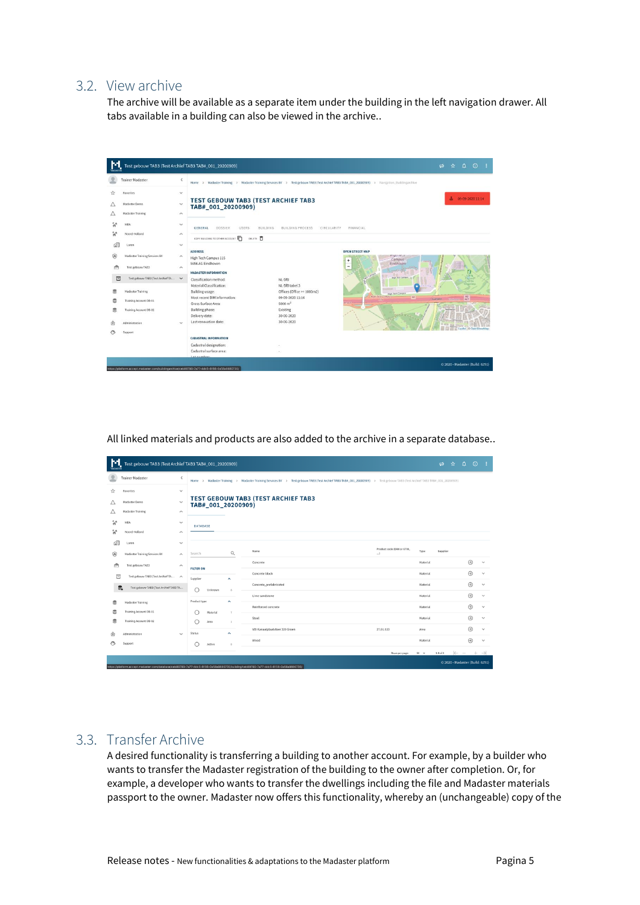## 3.2. View archive

The archive will be available as a separate item under the building in the left navigation drawer. All tabs available in a building can also be viewed in the archive..

All linked materials and products are also added to the archive in a separate database..

## 3.3. Transfer Archive

A desired functionality is transferring a building to another account. For example, by a builder who wants to transfer the Madaster registration of the building to the owner after completion. Or, for example, a developer who wants to transfer the dwellings including the file and Madaster materials passport to the owner. Madaster now offers this functionality, whereby an (unchangeable) copy of the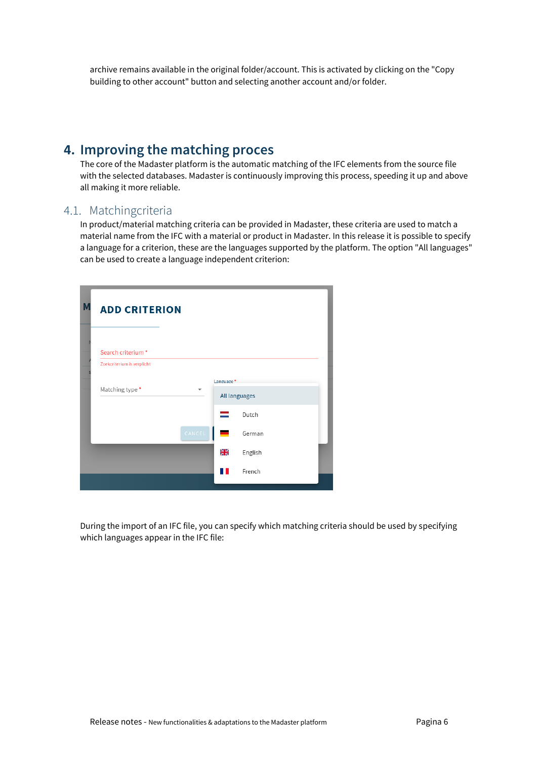archive remains available in the original folder/account. This is activated by clicking on the "Copy building to other account" button and selecting another account and/or folder.

# 4. Improving the matching proces

The core of the Madaster platform is the automatic matching of the IFC elements from the source file with the selected databases. Madaster is continuously improving this process, speeding it up and above all making it more reliable.

## 4.1. Matchingcriteria

In product/material matching criteria can be provided in Madaster, these criteria are used to match a material name from the IFC with a material or product in Madaster. In this release it is possible to specify a language for a criterion, these are the languages supported by the platform. The option "All languages" can be used to create a language independent criterion:

During the import of an IFC file, you can specify which matching criteria should be used by specifying which languages appear in the IFC file: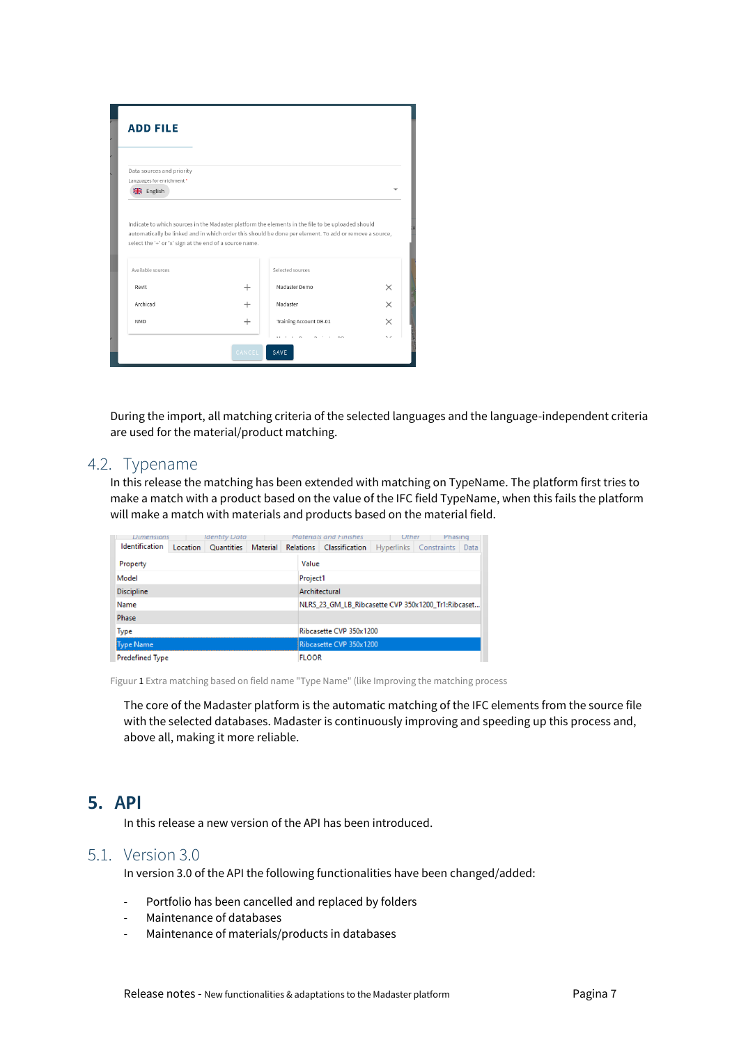During the import, all matching criteria of the selected languages and the language-independent criteria are used for the material/product matching.

## 4.2. Typename

In this release the matching has been extended with matching on TypeName. The platform first tries to make a match with a product based on the value of the IFC field TypeName, when this fails the platform will make a match with materials and products based on the material field.

Figuur 1 Extra matching based on field name "Type Name" (like Improving the matching process

The core of the Madaster platform is the automatic matching of the IFC elements from the source file with the selected databases. Madaster is continuously improving and speeding up this process and, above all, making it more reliable.

# 5. API

In this release a new version of the API has been introduced.

## 5.1. Version 3.0

In version 3.0 of the API the following functionalities have been changed/added:

- Portfolio has been cancelled and replaced by folders
- Maintenance of databases
- Maintenance of materials/products in databases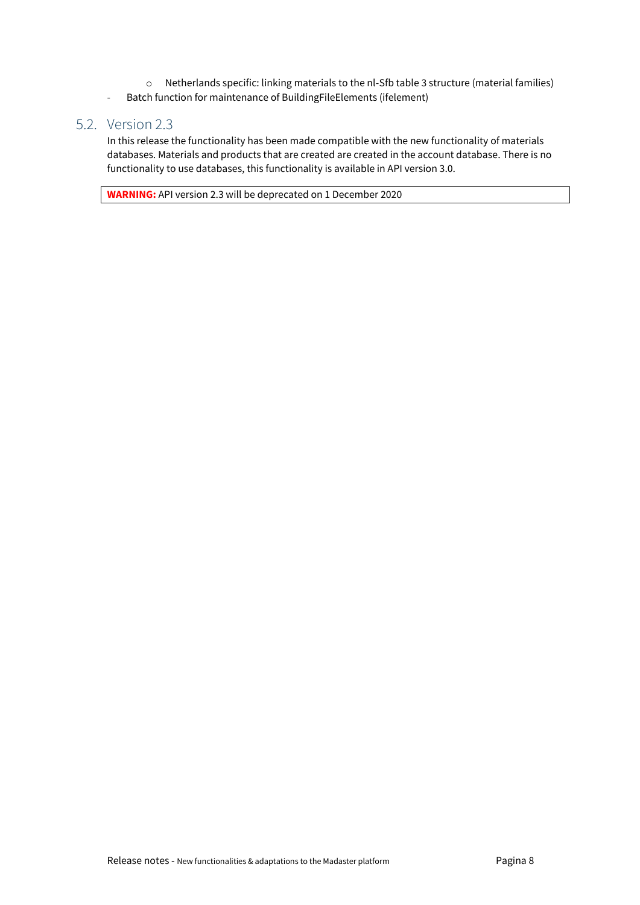- Netherlands specific: linking materials to the nl-Sfb table 3 structure (material families)
- Batch function for maintenance of BuildingFileElements (ifelement)

## 5.2. Version 2.3

In this release the functionality has been made compatible with the new functionality of materials databases. Materials and products that are created are created in the account database. There is no functionality to use databases, this functionality is available in API version 3.0.

**WARNING:** API version 2.3 will be deprecated on 1 December 2020